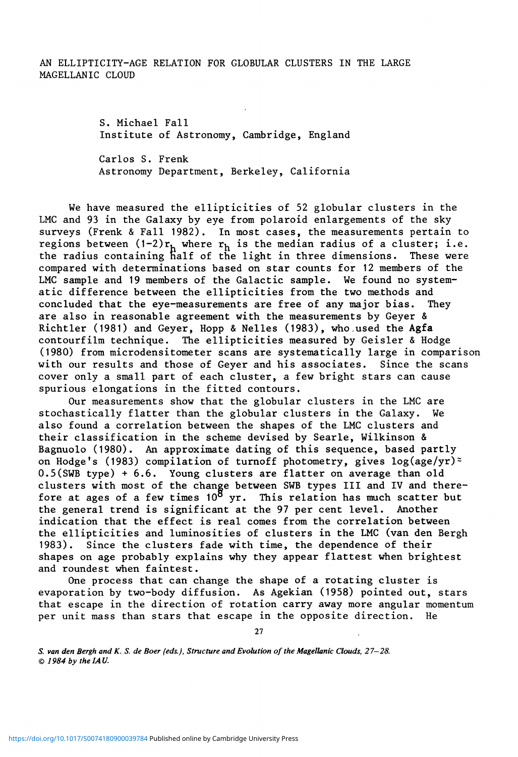# AN ELLIPTICITY-AGE RELATION FOR GLOBULAR CLUSTERS IN THE LARGE MAGELLANIC CLOUD

S. Michael Fall
Institute of Astronomy, Cambridge, England

Carlos S. Frenk
Astronomy Department, Berkeley, California

We have measured the ellipticities of 52 globular clusters in the LMC and 93 in the Galaxy by eye from polaroid enlargements of the sky surveys (Frenk & Fall 1982). In most cases, the measurements pertain to regions between $(1-2)r_h$ where $r_h$ is the median radius of a cluster; i.e. the radius containing half of the light in three dimensions. These were compared with determinations based on star counts for 12 members of the LMC sample and 19 members of the Galactic sample. We found no systematic difference between the ellipticities from the two methods and concluded that the eye-measurements are free of any major bias. They are also in reasonable agreement with the measurements by Geyer & Richtler (1981) and Geyer, Hopp & Nelles (1983), who used the **Agfa** contourfilm technique. The ellipticities measured by Geisler & Hodge (1980) from microdensitometer scans are systematically large in comparison with our results and those of Geyer and his associates. Since the scans cover only a small part of each cluster, a few bright stars can cause spurious elongations in the fitted contours.

Our measurements show that the globular clusters in the LMC are stochastically flatter than the globular clusters in the Galaxy. We also found a correlation between the shapes of the LMC clusters and their classification in the scheme devised by Searle, Wilkinson & Bagnuolo (1980). An approximate dating of this sequence, based partly on Hodge's (1983) compilation of turnoff photometry, gives $\log(\mathrm{age/yr}) \approx 0.5(\mathrm{SWB\ type}) + 6.6$. Young clusters are flatter on average than old clusters with most of the change between SWB types III and IV and therefore at ages of a few times $10^8$ yr. This relation has much scatter but the general trend is significant at the 97 per cent level. Another indication that the effect is real comes from the correlation between the ellipticities and luminosities of clusters in the LMC (van den Bergh 1983). Since the clusters fade with time, the dependence of their shapes on age probably explains why they appear flattest when brightest and roundest when faintest.

One process that can change the shape of a rotating cluster is evaporation by two-body diffusion. As Agekian (1958) pointed out, stars that escape in the direction of rotation carry away more angular momentum per unit mass than stars that escape in the opposite direction. He

*S. van den Bergh and K. S. de Boer (eds.), Structure and Evolution of the Magellanic Clouds, 27–28.*
*© 1984 by the IAU.*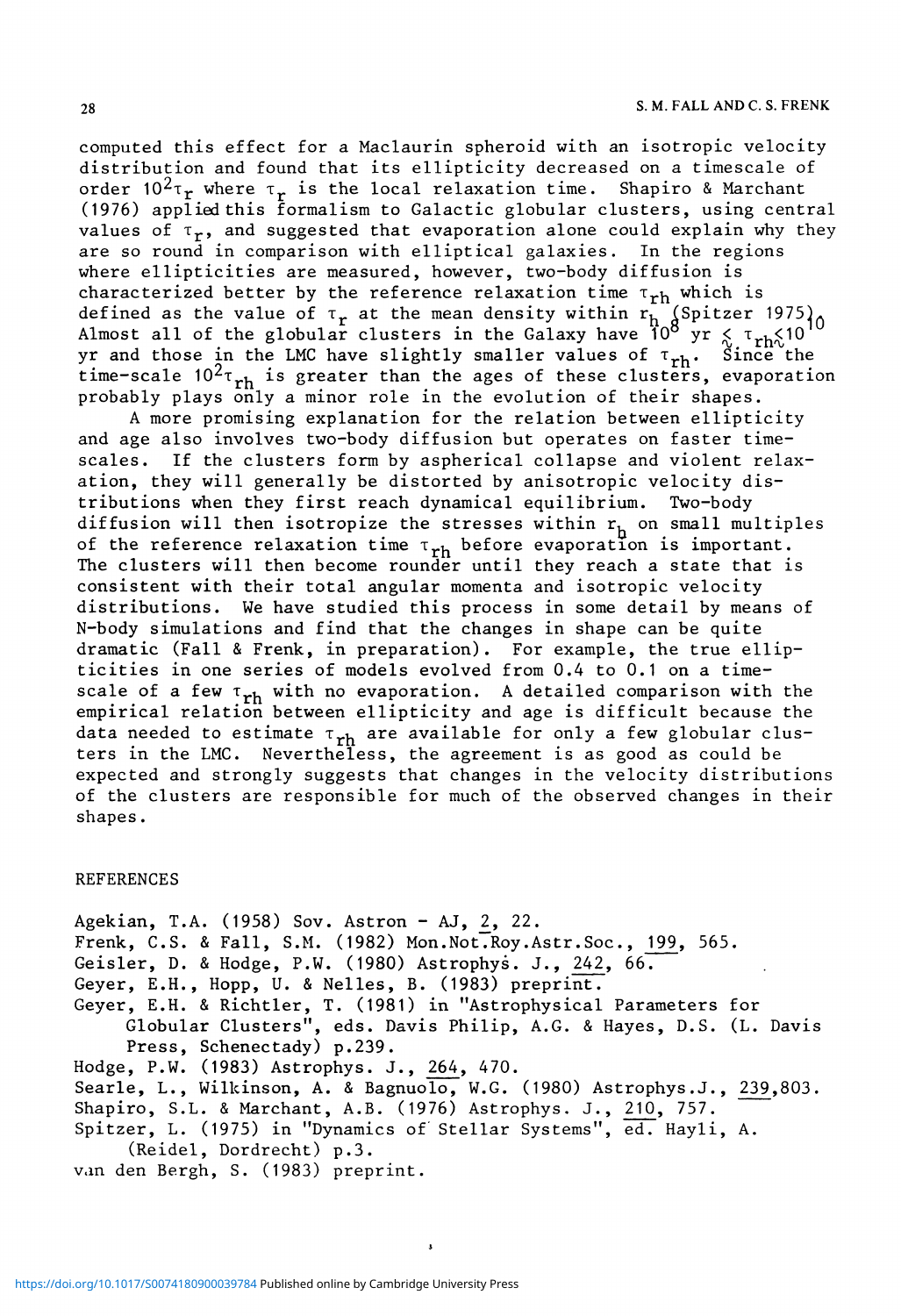computed this effect for a Maclaurin spheroid with an isotropic velocity distribution and found that its ellipticity decreased on a timescale of order $10^2\tau_r$ where $\tau_r$ is the local relaxation time. Shapiro & Marchant (1976) applied this formalism to Galactic globular clusters, using central values of $\tau_r$, and suggested that evaporation alone could explain why they are so round in comparison with elliptical galaxies. In the regions where ellipticities are measured, however, two-body diffusion is characterized better by the reference relaxation time $\tau_{rh}$ which is defined as the value of $\tau_r$ at the mean density within $r_h$ (Spitzer 1975). Almost all of the globular clusters in the Galaxy have $10^8$ yr $\lesssim \tau_{rh} \lesssim 10^{10}$ yr and those in the LMC have slightly smaller values of $\tau_{rh}$. Since the time-scale $10^2\tau_{rh}$ is greater than the ages of these clusters, evaporation probably plays only a minor role in the evolution of their shapes.

A more promising explanation for the relation between ellipticity and age also involves two-body diffusion but operates on faster time-scales. If the clusters form by aspherical collapse and violent relaxation, they will generally be distorted by anisotropic velocity distributions when they first reach dynamical equilibrium. Two-body diffusion will then isotropize the stresses within $r_h$ on small multiples of the reference relaxation time $\tau_{rh}$ before evaporation is important. The clusters will then become rounder until they reach a state that is consistent with their total angular momenta and isotropic velocity distributions. We have studied this process in some detail by means of N-body simulations and find that the changes in shape can be quite dramatic (Fall & Frenk, in preparation). For example, the true ellipticities in one series of models evolved from 0.4 to 0.1 on a time-scale of a few $\tau_{rh}$ with no evaporation. A detailed comparison with the empirical relation between ellipticity and age is difficult because the data needed to estimate $\tau_{rh}$ are available for only a few globular clusters in the LMC. Nevertheless, the agreement is as good as could be expected and strongly suggests that changes in the velocity distributions of the clusters are responsible for much of the observed changes in their shapes.

## REFERENCES

Agekian, T.A. (1958) Sov. Astron - AJ, 2, 22.

Frenk, C.S. & Fall, S.M. (1982) Mon.Not.Roy.Astr.Soc., 199, 565.

Geisler, D. & Hodge, P.W. (1980) Astrophys. J., 242, 66.

Geyer, E.H., Hopp, U. & Nelles, B. (1983) preprint.

Geyer, E.H. & Richtler, T. (1981) in "Astrophysical Parameters for Globular Clusters", eds. Davis Philip, A.G. & Hayes, D.S. (L. Davis Press, Schenectady) p.239.

Hodge, P.W. (1983) Astrophys. J., 264, 470.

Searle, L., Wilkinson, A. & Bagnuolo, W.G. (1980) Astrophys.J., 239,803.

Shapiro, S.L. & Marchant, A.B. (1976) Astrophys. J., 210, 757.

Spitzer, L. (1975) in "Dynamics of Stellar Systems", ed. Hayli, A. (Reidel, Dordrecht) p.3.

van den Bergh, S. (1983) preprint.